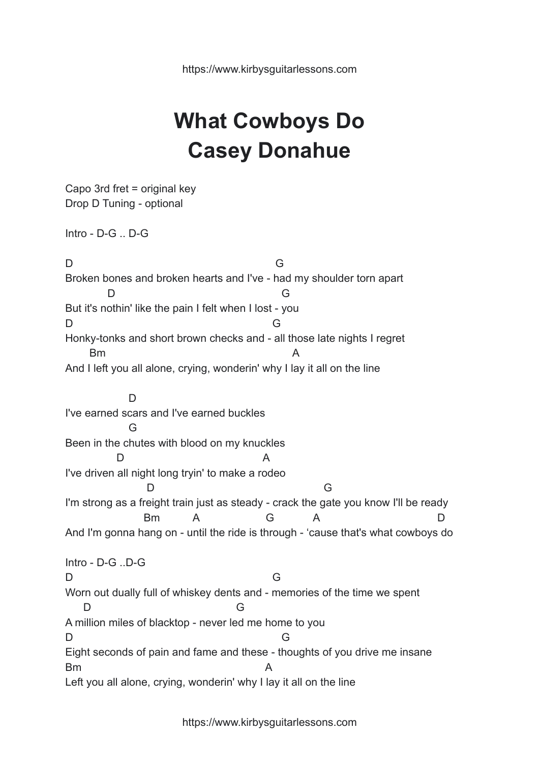# What Cowboys Do
# Casey Donahue

Capo 3rd fret = original key
Drop D Tuning - optional

Intro - D-G .. D-G

```
D                                                         G
Broken bones and broken hearts and I've - had my shoulder torn apart
             D                                               G
But it's nothin' like the pain I felt when I lost - you
D                                                          G
Honky-tonks and short brown checks and - all those late nights I regret
       Bm                                                       A
And I left you all alone, crying, wonderin' why I lay it all on the line

                  D
I've earned scars and I've earned buckles
                  G
Been in the chutes with blood on my knuckles
                D                                  A
I've driven all night long tryin' to make a rodeo
                        D                                           G
I'm strong as a freight train just as steady - crack the gate you know I'll be ready
                       Bm         A                  G           A                          D
And I'm gonna hang on - until the ride is through - 'cause that's what cowboys do
```

Intro - D-G ..D-G

```
D                                                          G
Worn out dually full of whiskey dents and - memories of the time we spent
      D                                        G
A million miles of blacktop - never led me home to you
D                                                            G
Eight seconds of pain and fame and these - thoughts of you drive me insane
Bm                                                  A
Left you all alone, crying, wonderin' why I lay it all on the line
```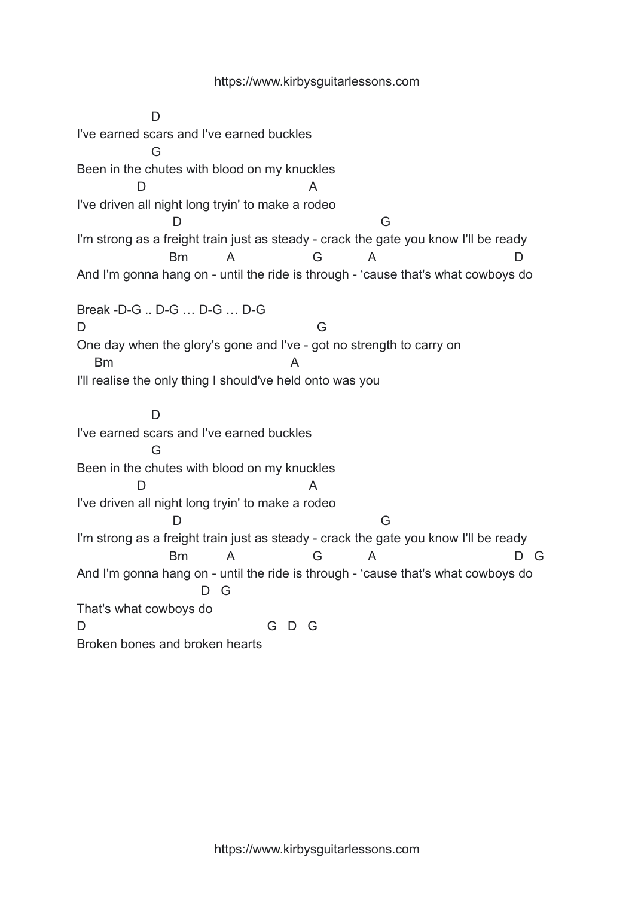```
             D
I've earned scars and I've earned buckles
             G
Been in the chutes with blood on my knuckles
          D                               A
I've driven all night long tryin' to make a rodeo
                 D                                     G
I'm strong as a freight train just as steady - crack the gate you know I'll be ready
                   Bm       A             G        A                      D
And I'm gonna hang on - until the ride is through - 'cause that's what cowboys do

Break -D-G .. D-G … D-G … D-G
D                                          G
One day when the glory's gone and I've - got no strength to carry on
    Bm                                 A
I'll realise the only thing I should've held onto was you

             D
I've earned scars and I've earned buckles
             G
Been in the chutes with blood on my knuckles
          D                               A
I've driven all night long tryin' to make a rodeo
                 D                                     G
I'm strong as a freight train just as steady - crack the gate you know I'll be ready
                   Bm       A             G        A                      D   G
And I'm gonna hang on - until the ride is through - 'cause that's what cowboys do
                         D   G
That's what cowboys do
D                              G   D   G
Broken bones and broken hearts
```